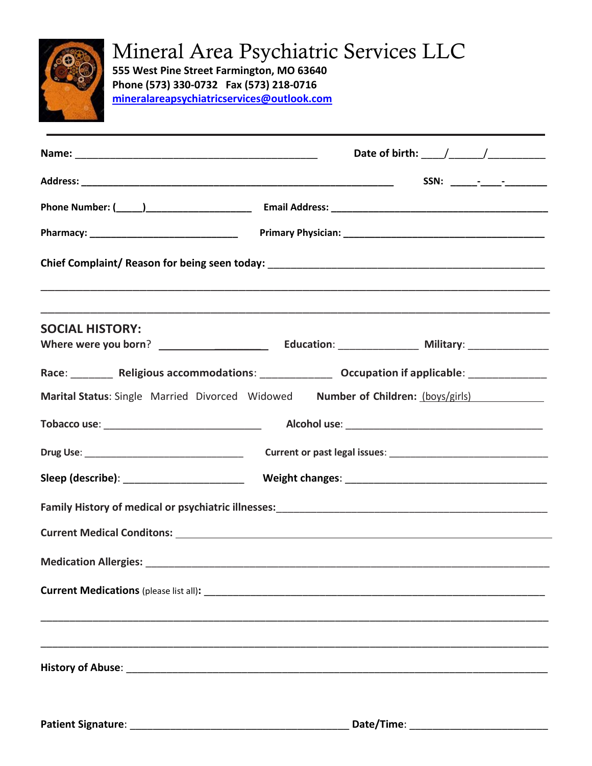# Mineral Area Psychiatric Services LLC

**555 West Pine Street Farmington, MO 63640**
**Phone (573) 330-0732 Fax (573) 218-0716**
**mineralareapsychiatricservices@outlook.com**

---

**Name:** ___________________________________________ **Date of birth:** ____/_____/__________

**Address:** _______________________________________________________ **SSN:** _____-____-_______

**Phone Number:** (_____)___________________ **Email Address:** ________________________________________

**Pharmacy:** ___________________________ **Primary Physician:** ____________________________________

**Chief Complaint/ Reason for being seen today:** ________________________________________________

_______________________________________________________________________________________

_______________________________________________________________________________________

## SOCIAL HISTORY:

**Where were you born**? ___________________ **Education**: ______________ **Military**: ______________

**Race**: _______ **Religious accommodations**: ____________ **Occupation if applicable**: _____________

**Marital Status**: Single Married Divorced Widowed **Number of Children:** (boys/girls) ____________

**Tobacco use**: ____________________________ **Alcohol use**: ___________________________________

**Drug Use**: ______________________________ **Current or past legal issues**: ____________________________

**Sleep (describe)**: _____________________ **Weight changes**: __________________________________

**Family History of medical or psychiatric illnesses:**_________________________________________________

**Current Medical Conditons:** ____________________________________________________________________

**Medication Allergies:** _________________________________________________________________________

**Current Medications** (please list all)**:** ____________________________________________________________

_______________________________________________________________________________________

_______________________________________________________________________________________

**History of Abuse**: ____________________________________________________________________________

**Patient Signature**: _______________________________________ **Date/Time**: _________________________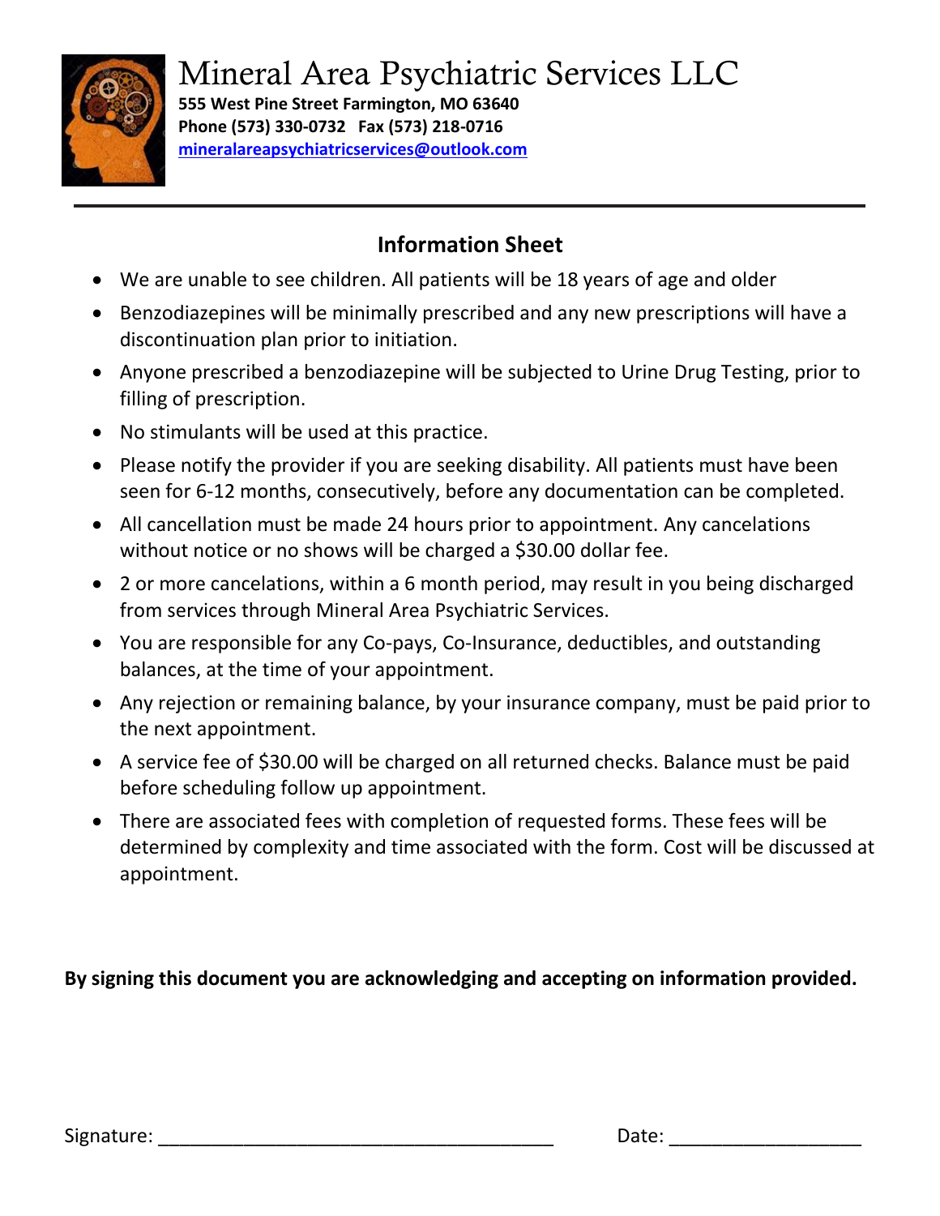# Mineral Area Psychiatric Services LLC

**555 West Pine Street Farmington, MO 63640**
**Phone (573) 330-0732   Fax (573) 218-0716**
**mineralareapsychiatricservices@outlook.com**

---

## Information Sheet

- We are unable to see children. All patients will be 18 years of age and older
- Benzodiazepines will be minimally prescribed and any new prescriptions will have a discontinuation plan prior to initiation.
- Anyone prescribed a benzodiazepine will be subjected to Urine Drug Testing, prior to filling of prescription.
- No stimulants will be used at this practice.
- Please notify the provider if you are seeking disability. All patients must have been seen for 6-12 months, consecutively, before any documentation can be completed.
- All cancellation must be made 24 hours prior to appointment. Any cancelations without notice or no shows will be charged a $30.00 dollar fee.
- 2 or more cancelations, within a 6 month period, may result in you being discharged from services through Mineral Area Psychiatric Services.
- You are responsible for any Co-pays, Co-Insurance, deductibles, and outstanding balances, at the time of your appointment.
- Any rejection or remaining balance, by your insurance company, must be paid prior to the next appointment.
- A service fee of $30.00 will be charged on all returned checks. Balance must be paid before scheduling follow up appointment.
- There are associated fees with completion of requested forms. These fees will be determined by complexity and time associated with the form. Cost will be discussed at appointment.

**By signing this document you are acknowledging and accepting on information provided.**

Signature: ____________________________________   Date: __________________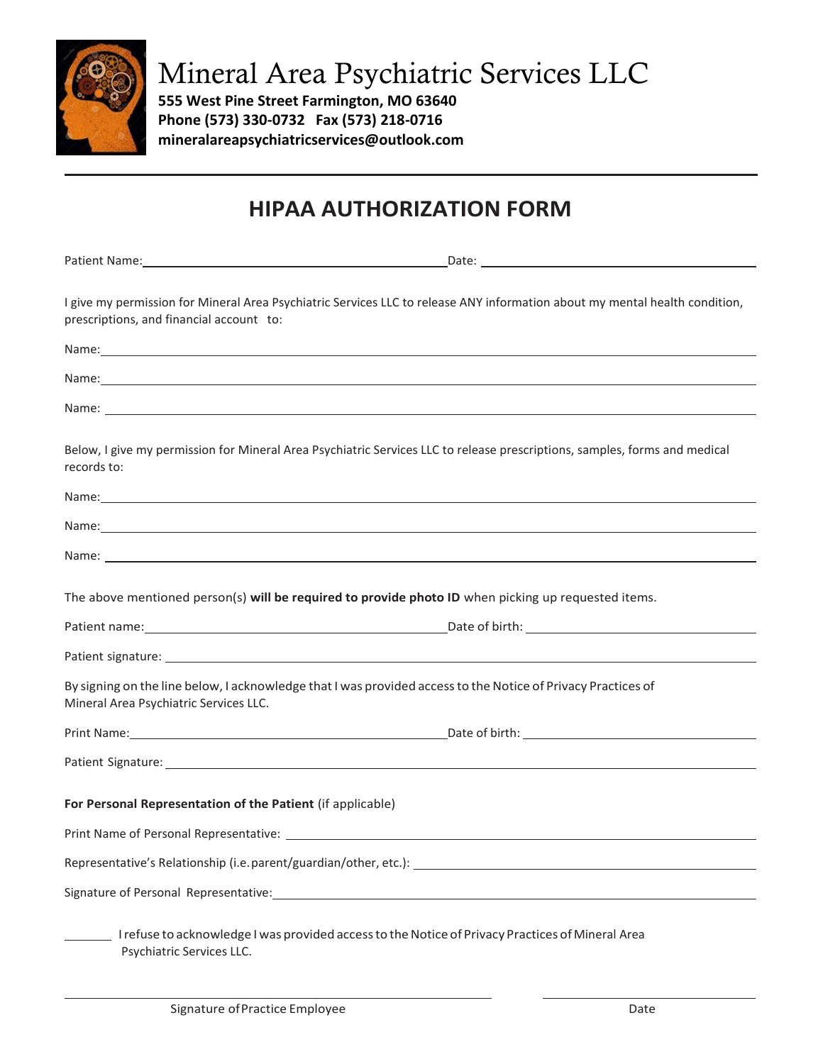# Mineral Area Psychiatric Services LLC

**555 West Pine Street Farmington, MO 63640**
**Phone (573) 330-0732 Fax (573) 218-0716**
**mineralareapsychiatricservices@outlook.com**

---

## HIPAA AUTHORIZATION FORM

Patient Name: ______________________________ Date: ______________________________

I give my permission for Mineral Area Psychiatric Services LLC to release ANY information about my mental health condition, prescriptions, and financial account to:

Name: ____________________________________________________________

Name: ____________________________________________________________

Name: ____________________________________________________________

Below, I give my permission for Mineral Area Psychiatric Services LLC to release prescriptions, samples, forms and medical records to:

Name: ____________________________________________________________

Name: ____________________________________________________________

Name: ____________________________________________________________

The above mentioned person(s) **will be required to provide photo ID** when picking up requested items.

Patient name: ______________________________ Date of birth: ______________________________

Patient signature: ____________________________________________________________

By signing on the line below, I acknowledge that I was provided access to the Notice of Privacy Practices of Mineral Area Psychiatric Services LLC.

Print Name: ______________________________ Date of birth: ______________________________

Patient Signature: ____________________________________________________________

**For Personal Representation of the Patient** (if applicable)

Print Name of Personal Representative: ______________________________

Representative's Relationship (i.e. parent/guardian/other, etc.): ______________________________

Signature of Personal Representative: ______________________________

_______ I refuse to acknowledge I was provided access to the Notice of Privacy Practices of Mineral Area Psychiatric Services LLC.

______________________________ ______________________________

Signature of Practice Employee Date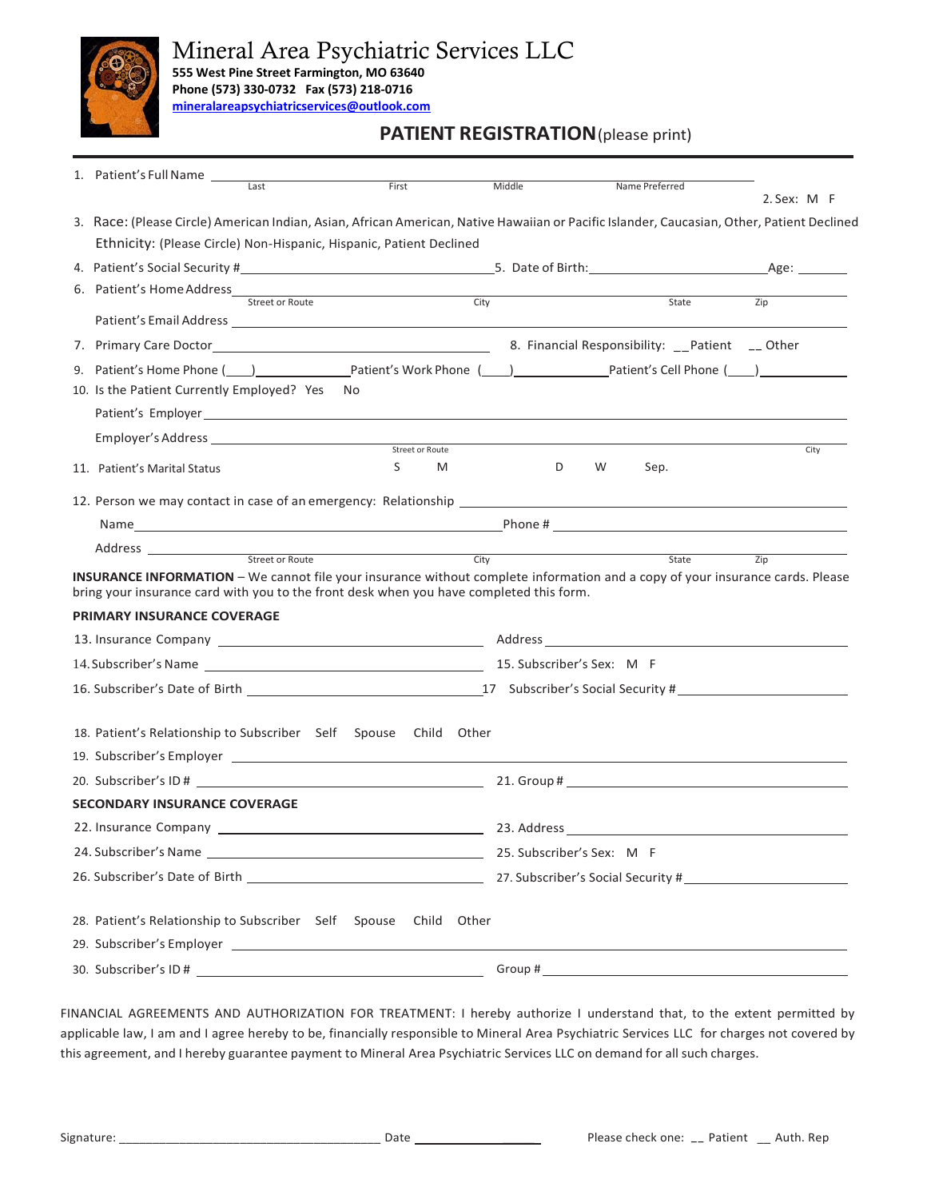# Mineral Area Psychiatric Services LLC

**555 West Pine Street Farmington, MO 63640**
**Phone (573) 330-0732 Fax (573) 218-0716**
**mineralareapsychiatricservices@outlook.com**

## PATIENT REGISTRATION (please print)

1. Patient's Full Name ______________________________________________
   Last    First    Middle    Name Preferred

   2. Sex: M F

3. Race: (Please Circle) American Indian, Asian, African American, Native Hawaiian or Pacific Islander, Caucasian, Other, Patient Declined
   Ethnicity: (Please Circle) Non-Hispanic, Hispanic, Patient Declined

4. Patient's Social Security #______________________ 5. Date of Birth:______________________ Age: _______

6. Patient's Home Address______________________________________________
   Street or Route    City    State    Zip

   Patient's Email Address ______________________________________________

7. Primary Care Doctor______________________ 8. Financial Responsibility: __Patient __ Other

9. Patient's Home Phone (___)__________ Patient's Work Phone (___)__________ Patient's Cell Phone (___)__________

10. Is the Patient Currently Employed? Yes No

    Patient's Employer ______________________________________________

    Employer's Address ______________________________________________
    Street or Route    City

11. Patient's Marital Status S M D W Sep.

12. Person we may contact in case of an emergency: Relationship ______________________

    Name______________________ Phone # ______________________

    Address ______________________________________________
    Street or Route    City    State    Zip

**INSURANCE INFORMATION** – We cannot file your insurance without complete information and a copy of your insurance cards. Please bring your insurance card with you to the front desk when you have completed this form.

**PRIMARY INSURANCE COVERAGE**

13. Insurance Company ______________________ Address ______________________

14. Subscriber's Name ______________________ 15. Subscriber's Sex: M F

16. Subscriber's Date of Birth ______________________ 17 Subscriber's Social Security #______________________

18. Patient's Relationship to Subscriber Self Spouse Child Other

19. Subscriber's Employer ______________________________________________

20. Subscriber's ID # ______________________ 21. Group # ______________________

**SECONDARY INSURANCE COVERAGE**

22. Insurance Company ______________________ 23. Address ______________________

24. Subscriber's Name ______________________ 25. Subscriber's Sex: M F

26. Subscriber's Date of Birth ______________________ 27. Subscriber's Social Security #______________________

28. Patient's Relationship to Subscriber Self Spouse Child Other

29. Subscriber's Employer ______________________________________________

30. Subscriber's ID # ______________________ Group # ______________________

FINANCIAL AGREEMENTS AND AUTHORIZATION FOR TREATMENT: I hereby authorize I understand that, to the extent permitted by applicable law, I am and I agree hereby to be, financially responsible to Mineral Area Psychiatric Services LLC for charges not covered by this agreement, and I hereby guarantee payment to Mineral Area Psychiatric Services LLC on demand for all such charges.

Signature: ______________________ Date ______________ Please check one: __ Patient __ Auth. Rep